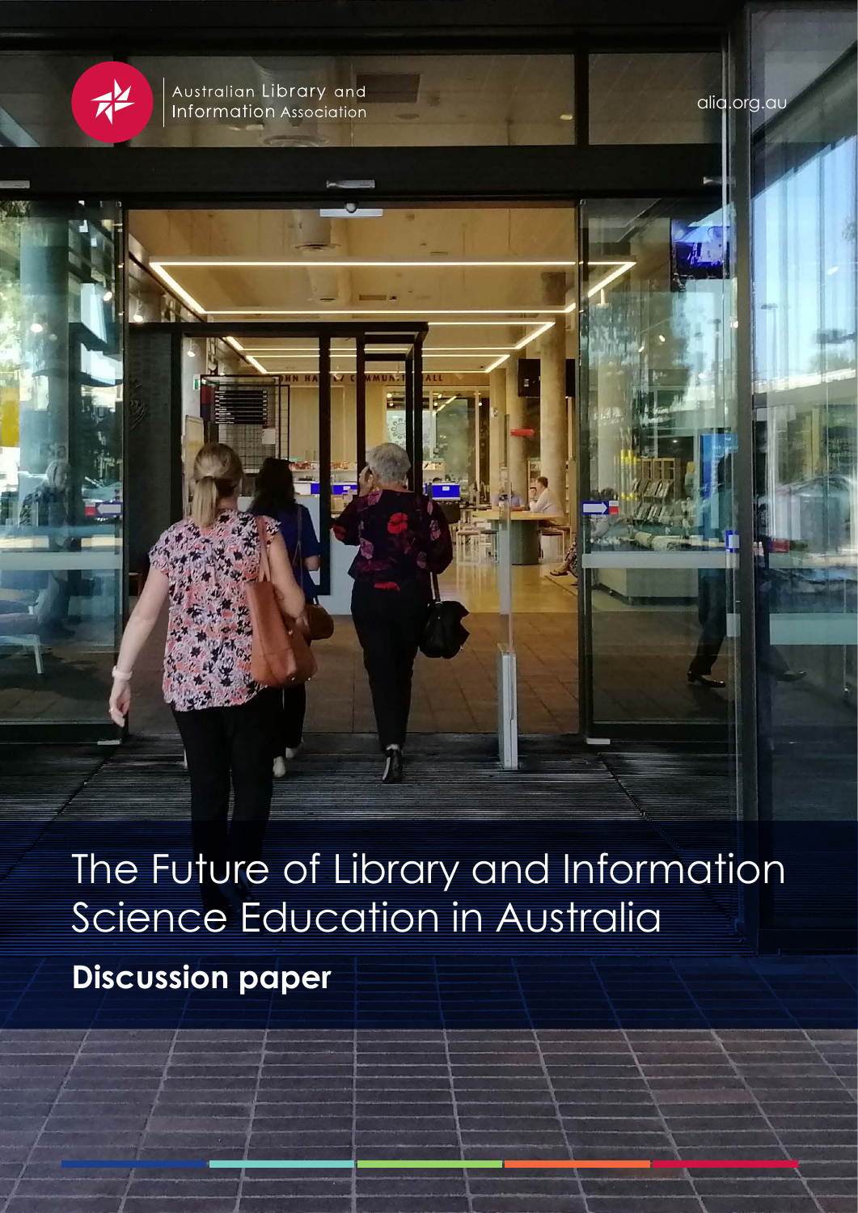Australian Library and Information Association

alia.org.au

# The Future of Library and Information Science Education in Australia

## Discussion paper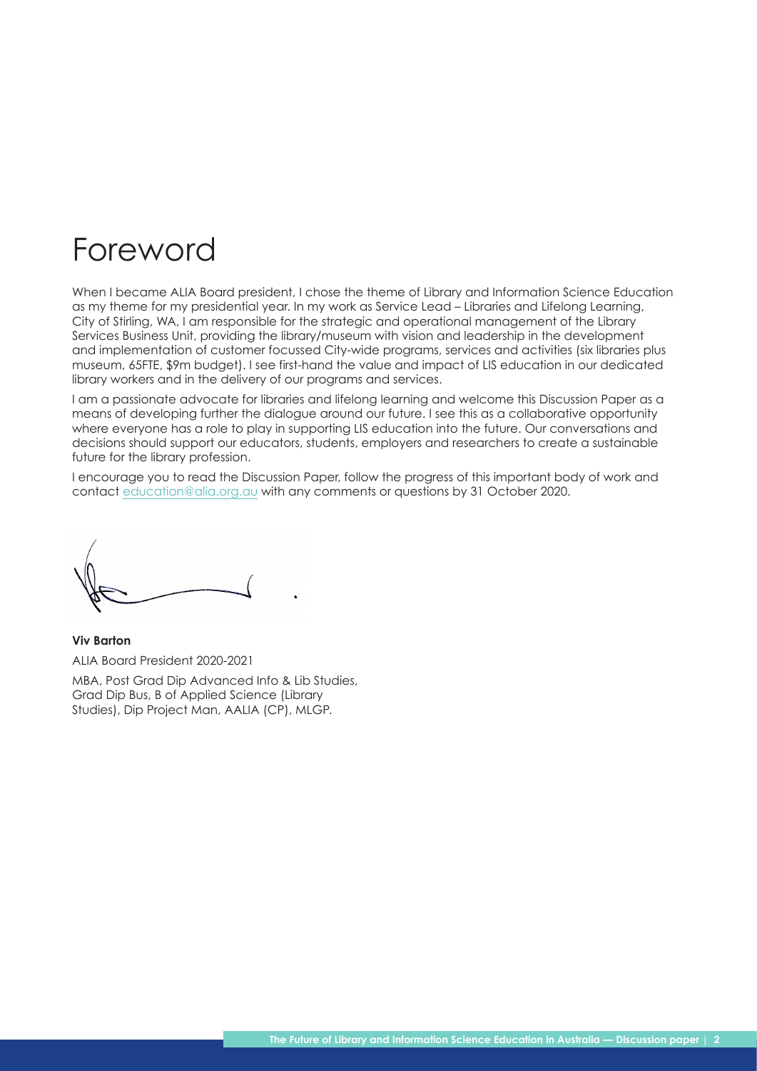# Foreword

When I became ALIA Board president, I chose the theme of Library and Information Science Education as my theme for my presidential year. In my work as Service Lead – Libraries and Lifelong Learning, City of Stirling, WA, I am responsible for the strategic and operational management of the Library Services Business Unit, providing the library/museum with vision and leadership in the development and implementation of customer focussed City-wide programs, services and activities (six libraries plus museum, 65FTE, $9m budget). I see first-hand the value and impact of LIS education in our dedicated library workers and in the delivery of our programs and services.

I am a passionate advocate for libraries and lifelong learning and welcome this Discussion Paper as a means of developing further the dialogue around our future. I see this as a collaborative opportunity where everyone has a role to play in supporting LIS education into the future. Our conversations and decisions should support our educators, students, employers and researchers to create a sustainable future for the library profession.

I encourage you to read the Discussion Paper, follow the progress of this important body of work and contact education@alia.org.au with any comments or questions by 31 October 2020.

**Viv Barton**

ALIA Board President 2020-2021

MBA, Post Grad Dip Advanced Info & Lib Studies, Grad Dip Bus, B of Applied Science (Library Studies), Dip Project Man, AALIA (CP), MLGP.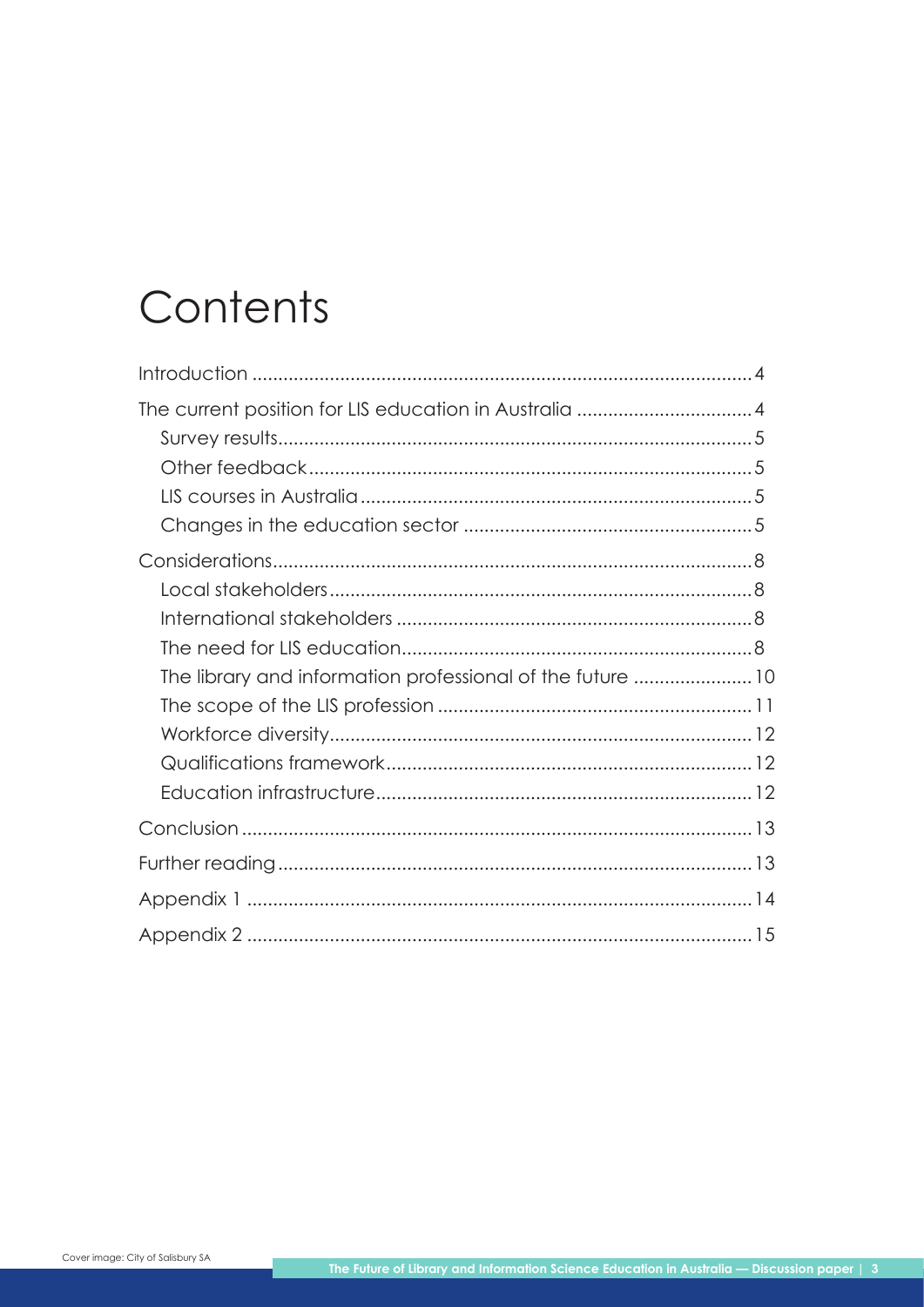# Contents

- Introduction ... 4
- The current position for LIS education in Australia ... 4
  - Survey results ... 5
  - Other feedback ... 5
  - LIS courses in Australia ... 5
  - Changes in the education sector ... 5
- Considerations ... 8
  - Local stakeholders ... 8
  - International stakeholders ... 8
  - The need for LIS education ... 8
  - The library and information professional of the future ... 10
  - The scope of the LIS profession ... 11
  - Workforce diversity ... 12
  - Qualifications framework ... 12
  - Education infrastructure ... 12
- Conclusion ... 13
- Further reading ... 13
- Appendix 1 ... 14
- Appendix 2 ... 15

Cover image: City of Salisbury SA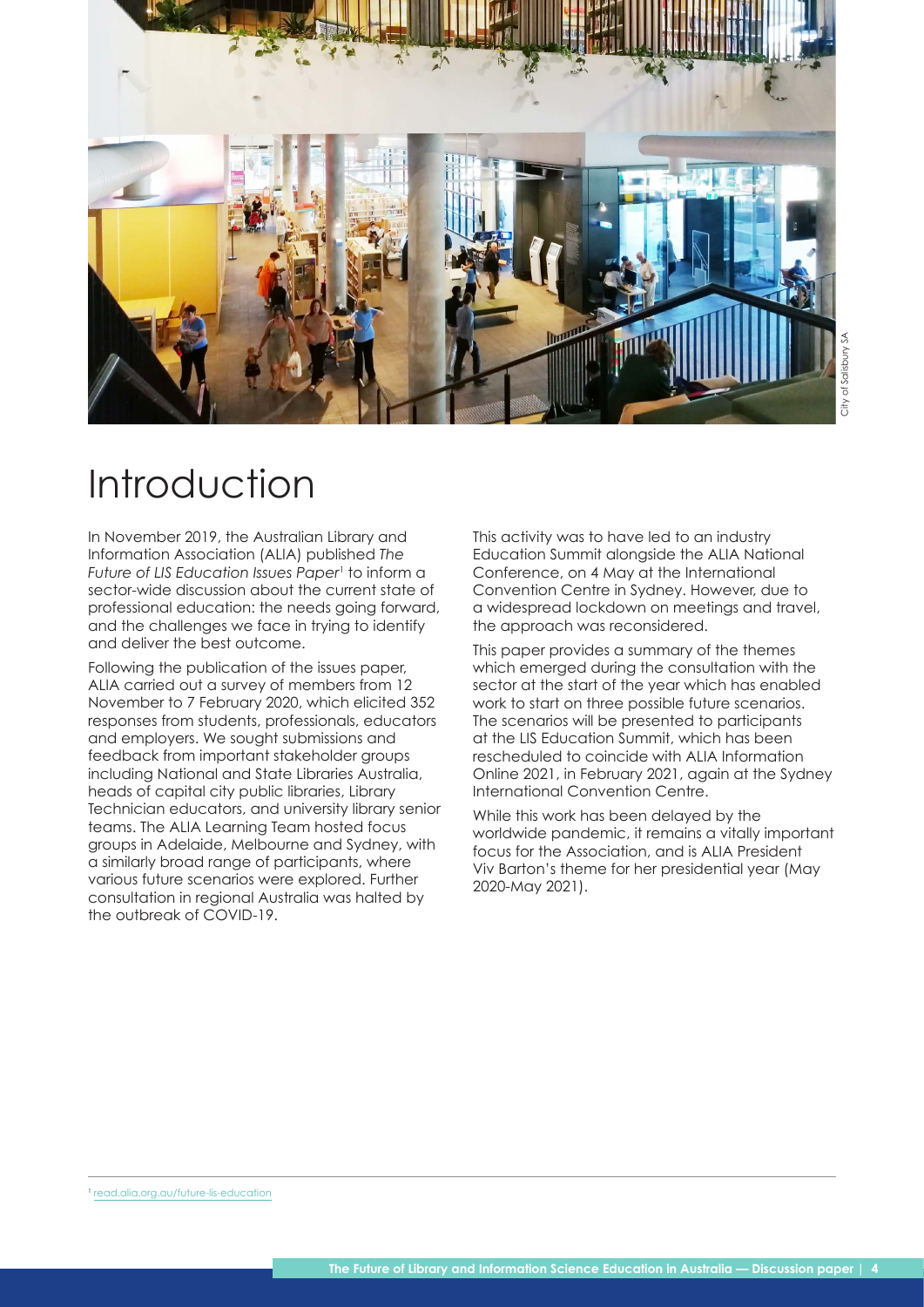# Introduction

In November 2019, the Australian Library and Information Association (ALIA) published *The Future of LIS Education Issues Paper*[1] to inform a sector-wide discussion about the current state of professional education: the needs going forward, and the challenges we face in trying to identify and deliver the best outcome.

Following the publication of the issues paper, ALIA carried out a survey of members from 12 November to 7 February 2020, which elicited 352 responses from students, professionals, educators and employers. We sought submissions and feedback from important stakeholder groups including National and State Libraries Australia, heads of capital city public libraries, Library Technician educators, and university library senior teams. The ALIA Learning Team hosted focus groups in Adelaide, Melbourne and Sydney, with a similarly broad range of participants, where various future scenarios were explored. Further consultation in regional Australia was halted by the outbreak of COVID-19.

This activity was to have led to an industry Education Summit alongside the ALIA National Conference, on 4 May at the International Convention Centre in Sydney. However, due to a widespread lockdown on meetings and travel, the approach was reconsidered.

This paper provides a summary of the themes which emerged during the consultation with the sector at the start of the year which has enabled work to start on three possible future scenarios. The scenarios will be presented to participants at the LIS Education Summit, which has been rescheduled to coincide with ALIA Information Online 2021, in February 2021, again at the Sydney International Convention Centre.

While this work has been delayed by the worldwide pandemic, it remains a vitally important focus for the Association, and is ALIA President Viv Barton's theme for her presidential year (May 2020-May 2021).

[1] read.alia.org.au/future-lis-education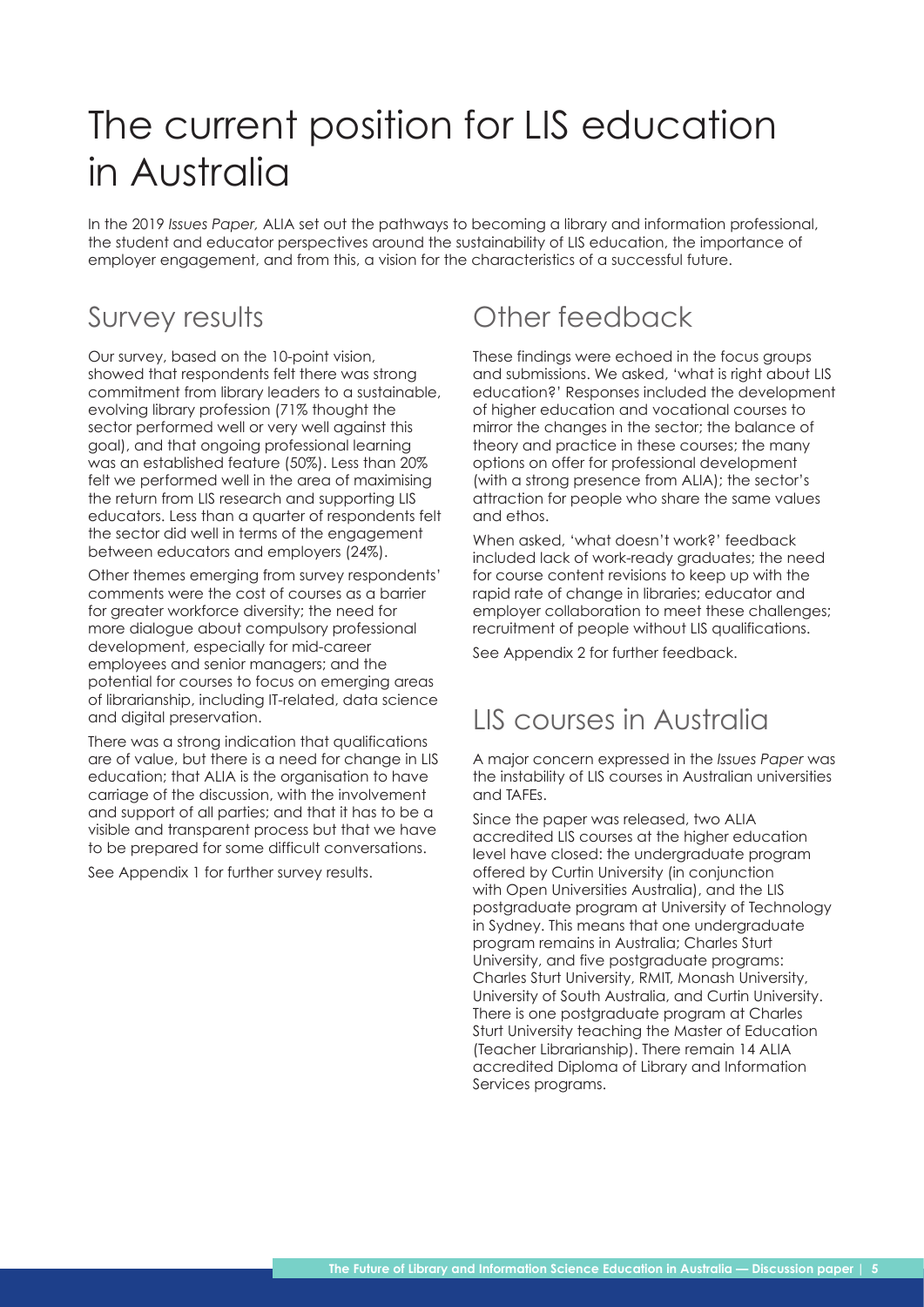# The current position for LIS education in Australia

In the 2019 *Issues Paper,* ALIA set out the pathways to becoming a library and information professional, the student and educator perspectives around the sustainability of LIS education, the importance of employer engagement, and from this, a vision for the characteristics of a successful future.

## Survey results

Our survey, based on the 10-point vision, showed that respondents felt there was strong commitment from library leaders to a sustainable, evolving library profession (71% thought the sector performed well or very well against this goal), and that ongoing professional learning was an established feature (50%). Less than 20% felt we performed well in the area of maximising the return from LIS research and supporting LIS educators. Less than a quarter of respondents felt the sector did well in terms of the engagement between educators and employers (24%).

Other themes emerging from survey respondents' comments were the cost of courses as a barrier for greater workforce diversity; the need for more dialogue about compulsory professional development, especially for mid-career employees and senior managers; and the potential for courses to focus on emerging areas of librarianship, including IT-related, data science and digital preservation.

There was a strong indication that qualifications are of value, but there is a need for change in LIS education; that ALIA is the organisation to have carriage of the discussion, with the involvement and support of all parties; and that it has to be a visible and transparent process but that we have to be prepared for some difficult conversations.

See Appendix 1 for further survey results.

## Other feedback

These findings were echoed in the focus groups and submissions. We asked, 'what is right about LIS education?' Responses included the development of higher education and vocational courses to mirror the changes in the sector; the balance of theory and practice in these courses; the many options on offer for professional development (with a strong presence from ALIA); the sector's attraction for people who share the same values and ethos.

When asked, 'what doesn't work?' feedback included lack of work-ready graduates; the need for course content revisions to keep up with the rapid rate of change in libraries; educator and employer collaboration to meet these challenges; recruitment of people without LIS qualifications.

See Appendix 2 for further feedback.

## LIS courses in Australia

A major concern expressed in the *Issues Paper* was the instability of LIS courses in Australian universities and TAFEs.

Since the paper was released, two ALIA accredited LIS courses at the higher education level have closed: the undergraduate program offered by Curtin University (in conjunction with Open Universities Australia), and the LIS postgraduate program at University of Technology in Sydney. This means that one undergraduate program remains in Australia; Charles Sturt University, and five postgraduate programs: Charles Sturt University, RMIT, Monash University, University of South Australia, and Curtin University. There is one postgraduate program at Charles Sturt University teaching the Master of Education (Teacher Librarianship). There remain 14 ALIA accredited Diploma of Library and Information Services programs.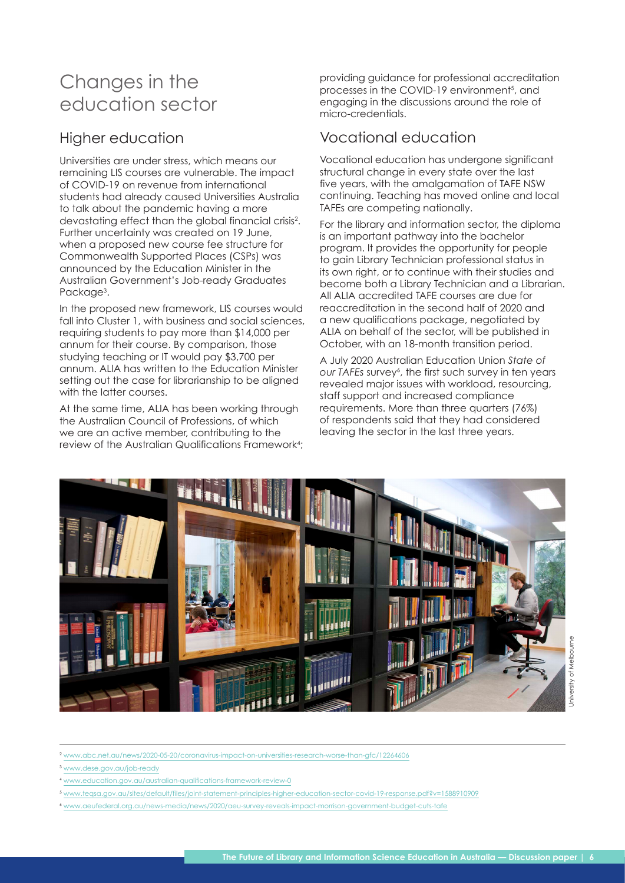# Changes in the education sector

## Higher education

Universities are under stress, which means our remaining LIS courses are vulnerable. The impact of COVID-19 on revenue from international students had already caused Universities Australia to talk about the pandemic having a more devastating effect than the global financial crisis[2]. Further uncertainty was created on 19 June, when a proposed new course fee structure for Commonwealth Supported Places (CSPs) was announced by the Education Minister in the Australian Government's Job-ready Graduates Package[3].

In the proposed new framework, LIS courses would fall into Cluster 1, with business and social sciences, requiring students to pay more than $14,000 per annum for their course. By comparison, those studying teaching or IT would pay $3,700 per annum. ALIA has written to the Education Minister setting out the case for librarianship to be aligned with the latter courses.

At the same time, ALIA has been working through the Australian Council of Professions, of which we are an active member, contributing to the review of the Australian Qualifications Framework[4]; providing guidance for professional accreditation processes in the COVID-19 environment[5], and engaging in the discussions around the role of micro-credentials.

## Vocational education

Vocational education has undergone significant structural change in every state over the last five years, with the amalgamation of TAFE NSW continuing. Teaching has moved online and local TAFEs are competing nationally.

For the library and information sector, the diploma is an important pathway into the bachelor program. It provides the opportunity for people to gain Library Technician professional status in its own right, or to continue with their studies and become both a Library Technician and a Librarian. All ALIA accredited TAFE courses are due for reaccreditation in the second half of 2020 and a new qualifications package, negotiated by ALIA on behalf of the sector, will be published in October, with an 18-month transition period.

A July 2020 Australian Education Union *State of our TAFEs* survey[6], the first such survey in ten years revealed major issues with workload, resourcing, staff support and increased compliance requirements. More than three quarters (76%) of respondents said that they had considered leaving the sector in the last three years.

University of Melbourne

---

[2] www.abc.net.au/news/2020-05-20/coronavirus-impact-on-universities-research-worse-than-gfc/12264606

[3] www.dese.gov.au/job-ready

[4] www.education.gov.au/australian-qualifications-framework-review-0

[5] www.teqsa.gov.au/sites/default/files/joint-statement-principles-higher-education-sector-covid-19-response.pdf?v=1588910909

[6] www.aeufederal.org.au/news-media/news/2020/aeu-survey-reveals-impact-morrison-government-budget-cuts-tafe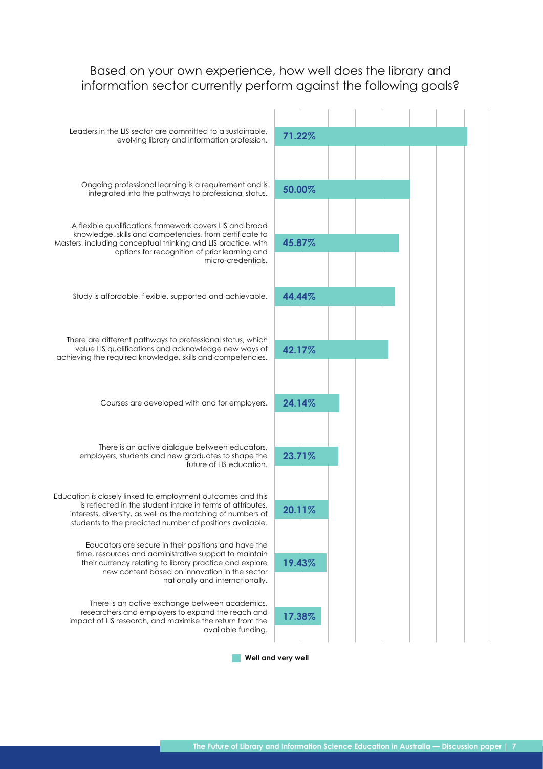## Based on your own experience, how well does the library and information sector currently perform against the following goals?

| Goal | Well and very well |
| --- | --- |
| Leaders in the LIS sector are committed to a sustainable, evolving library and information profession. | 71.22% |
| Ongoing professional learning is a requirement and is integrated into the pathways to professional status. | 50.00% |
| A flexible qualifications framework covers LIS and broad knowledge, skills and competencies, from certificate to Masters, including conceptual thinking and LIS practice, with options for recognition of prior learning and micro-credentials. | 45.87% |
| Study is affordable, flexible, supported and achievable. | 44.44% |
| There are different pathways to professional status, which value LIS qualifications and acknowledge new ways of achieving the required knowledge, skills and competencies. | 42.17% |
| Courses are developed with and for employers. | 24.14% |
| There is an active dialogue between educators, employers, students and new graduates to shape the future of LIS education. | 23.71% |
| Education is closely linked to employment outcomes and this is reflected in the student intake in terms of attributes, interests, diversity, as well as the matching of numbers of students to the predicted number of positions available. | 20.11% |
| Educators are secure in their positions and have the time, resources and administrative support to maintain their currency relating to library practice and explore new content based on innovation in the sector nationally and internationally. | 19.43% |
| There is an active exchange between academics, researchers and employers to expand the reach and impact of LIS research, and maximise the return from the available funding. | 17.38% |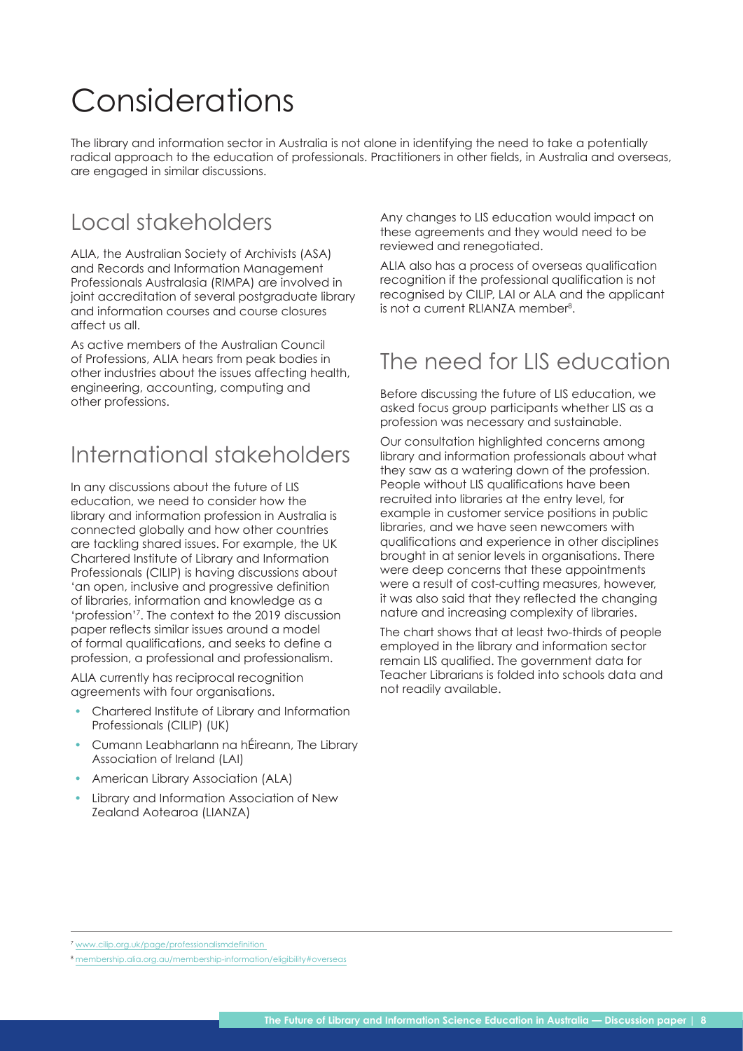# Considerations

The library and information sector in Australia is not alone in identifying the need to take a potentially radical approach to the education of professionals. Practitioners in other fields, in Australia and overseas, are engaged in similar discussions.

## Local stakeholders

ALIA, the Australian Society of Archivists (ASA) and Records and Information Management Professionals Australasia (RIMPA) are involved in joint accreditation of several postgraduate library and information courses and course closures affect us all.

As active members of the Australian Council of Professions, ALIA hears from peak bodies in other industries about the issues affecting health, engineering, accounting, computing and other professions.

## International stakeholders

In any discussions about the future of LIS education, we need to consider how the library and information profession in Australia is connected globally and how other countries are tackling shared issues. For example, the UK Chartered Institute of Library and Information Professionals (CILIP) is having discussions about 'an open, inclusive and progressive definition of libraries, information and knowledge as a 'profession'[7]. The context to the 2019 discussion paper reflects similar issues around a model of formal qualifications, and seeks to define a profession, a professional and professionalism.

ALIA currently has reciprocal recognition agreements with four organisations.

- Chartered Institute of Library and Information Professionals (CILIP) (UK)
- Cumann Leabharlann na hÉireann, The Library Association of Ireland (LAI)
- American Library Association (ALA)
- Library and Information Association of New Zealand Aotearoa (LIANZA)

Any changes to LIS education would impact on these agreements and they would need to be reviewed and renegotiated.

ALIA also has a process of overseas qualification recognition if the professional qualification is not recognised by CILIP, LAI or ALA and the applicant is not a current RLIANZA member[8].

## The need for LIS education

Before discussing the future of LIS education, we asked focus group participants whether LIS as a profession was necessary and sustainable.

Our consultation highlighted concerns among library and information professionals about what they saw as a watering down of the profession. People without LIS qualifications have been recruited into libraries at the entry level, for example in customer service positions in public libraries, and we have seen newcomers with qualifications and experience in other disciplines brought in at senior levels in organisations. There were deep concerns that these appointments were a result of cost-cutting measures, however, it was also said that they reflected the changing nature and increasing complexity of libraries.

The chart shows that at least two-thirds of people employed in the library and information sector remain LIS qualified. The government data for Teacher Librarians is folded into schools data and not readily available.

---

[7] www.cilip.org.uk/page/professionalismdefinition

[8] membership.alia.org.au/membership-information/eligibility#overseas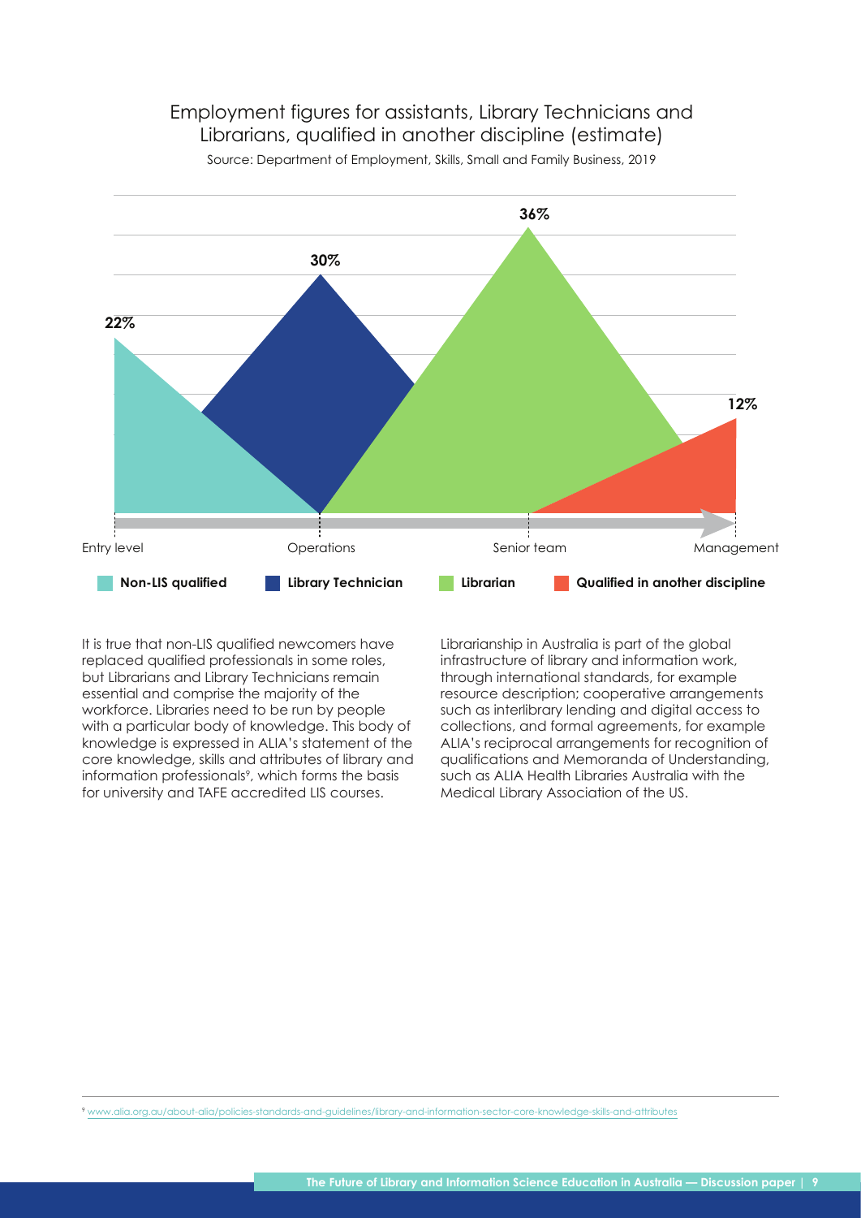## Employment figures for assistants, Library Technicians and Librarians, qualified in another discipline (estimate)

Source: Department of Employment, Skills, Small and Family Business, 2019

| Category | Peak position | Percentage |
|---|---|---|
| Non-LIS qualified | Entry level | 22% |
| Library Technician | Operations | 30% |
| Librarian | Senior team | 36% |
| Qualified in another discipline | Management | 12% |

It is true that non-LIS qualified newcomers have replaced qualified professionals in some roles, but Librarians and Library Technicians remain essential and comprise the majority of the workforce. Libraries need to be run by people with a particular body of knowledge. This body of knowledge is expressed in ALIA's statement of the core knowledge, skills and attributes of library and information professionals[9], which forms the basis for university and TAFE accredited LIS courses.

Librarianship in Australia is part of the global infrastructure of library and information work, through international standards, for example resource description; cooperative arrangements such as interlibrary lending and digital access to collections, and formal agreements, for example ALIA's reciprocal arrangements for recognition of qualifications and Memoranda of Understanding, such as ALIA Health Libraries Australia with the Medical Library Association of the US.

[9] www.alia.org.au/about-alia/policies-standards-and-guidelines/library-and-information-sector-core-knowledge-skills-and-attributes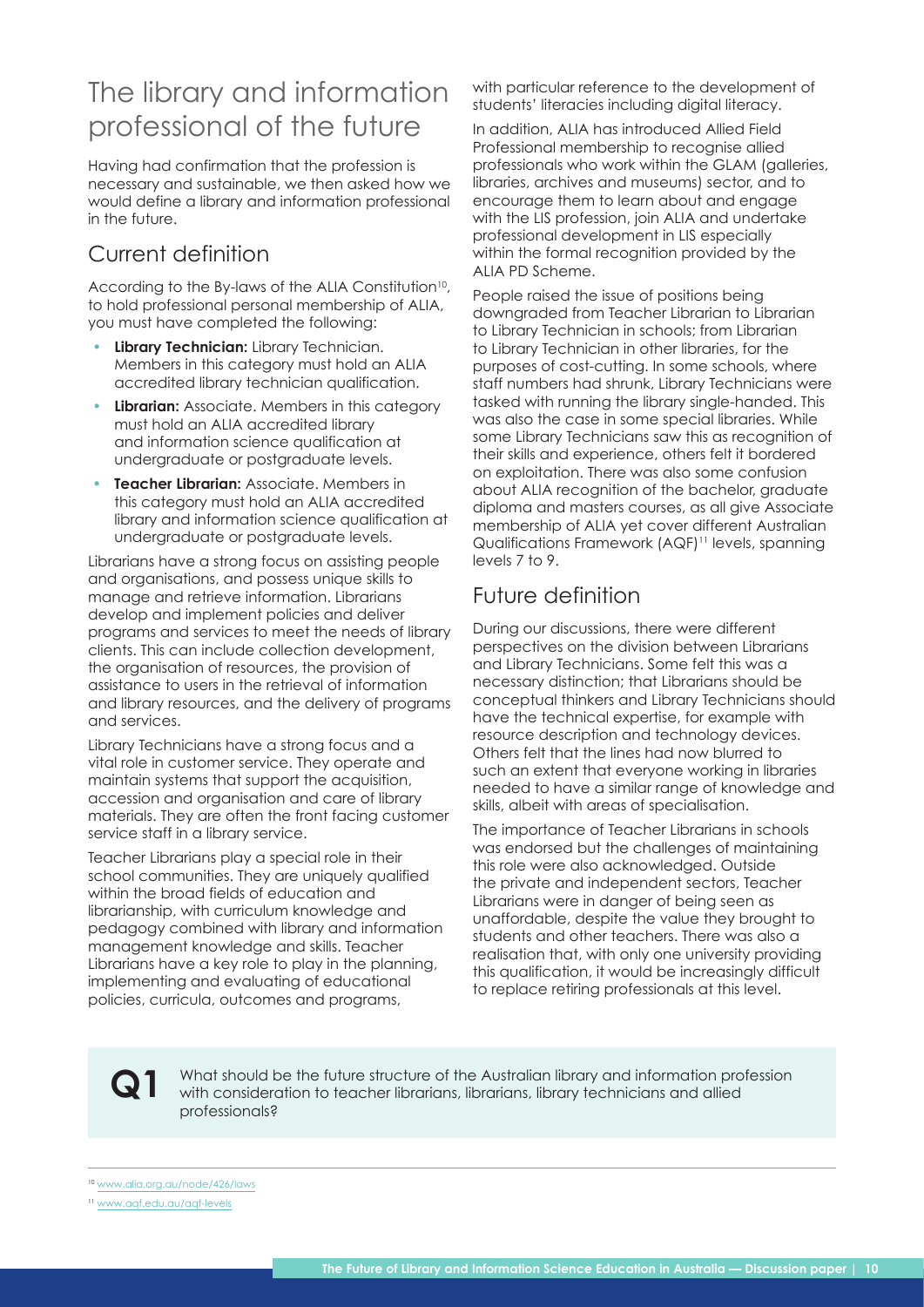# The library and information professional of the future

Having had confirmation that the profession is necessary and sustainable, we then asked how we would define a library and information professional in the future.

## Current definition

According to the By-laws of the ALIA Constitution[10], to hold professional personal membership of ALIA, you must have completed the following:

- **Library Technician:** Library Technician. Members in this category must hold an ALIA accredited library technician qualification.
- **Librarian:** Associate. Members in this category must hold an ALIA accredited library and information science qualification at undergraduate or postgraduate levels.
- **Teacher Librarian:** Associate. Members in this category must hold an ALIA accredited library and information science qualification at undergraduate or postgraduate levels.

Librarians have a strong focus on assisting people and organisations, and possess unique skills to manage and retrieve information. Librarians develop and implement policies and deliver programs and services to meet the needs of library clients. This can include collection development, the organisation of resources, the provision of assistance to users in the retrieval of information and library resources, and the delivery of programs and services.

Library Technicians have a strong focus and a vital role in customer service. They operate and maintain systems that support the acquisition, accession and organisation and care of library materials. They are often the front facing customer service staff in a library service.

Teacher Librarians play a special role in their school communities. They are uniquely qualified within the broad fields of education and librarianship, with curriculum knowledge and pedagogy combined with library and information management knowledge and skills. Teacher Librarians have a key role to play in the planning, implementing and evaluating of educational policies, curricula, outcomes and programs, with particular reference to the development of students' literacies including digital literacy.

In addition, ALIA has introduced Allied Field Professional membership to recognise allied professionals who work within the GLAM (galleries, libraries, archives and museums) sector, and to encourage them to learn about and engage with the LIS profession, join ALIA and undertake professional development in LIS especially within the formal recognition provided by the ALIA PD Scheme.

People raised the issue of positions being downgraded from Teacher Librarian to Librarian to Library Technician in schools; from Librarian to Library Technician in other libraries, for the purposes of cost-cutting. In some schools, where staff numbers had shrunk, Library Technicians were tasked with running the library single-handed. This was also the case in some special libraries. While some Library Technicians saw this as recognition of their skills and experience, others felt it bordered on exploitation. There was also some confusion about ALIA recognition of the bachelor, graduate diploma and masters courses, as all give Associate membership of ALIA yet cover different Australian Qualifications Framework (AQF)[11] levels, spanning levels 7 to 9.

## Future definition

During our discussions, there were different perspectives on the division between Librarians and Library Technicians. Some felt this was a necessary distinction; that Librarians should be conceptual thinkers and Library Technicians should have the technical expertise, for example with resource description and technology devices. Others felt that the lines had now blurred to such an extent that everyone working in libraries needed to have a similar range of knowledge and skills, albeit with areas of specialisation.

The importance of Teacher Librarians in schools was endorsed but the challenges of maintaining this role were also acknowledged. Outside the private and independent sectors, Teacher Librarians were in danger of being seen as unaffordable, despite the value they brought to students and other teachers. There was also a realisation that, with only one university providing this qualification, it would be increasingly difficult to replace retiring professionals at this level.

**Q1** What should be the future structure of the Australian library and information profession with consideration to teacher librarians, librarians, library technicians and allied professionals?

---

[10] www.alia.org.au/node/426/laws

[11] www.aqf.edu.au/aqf-levels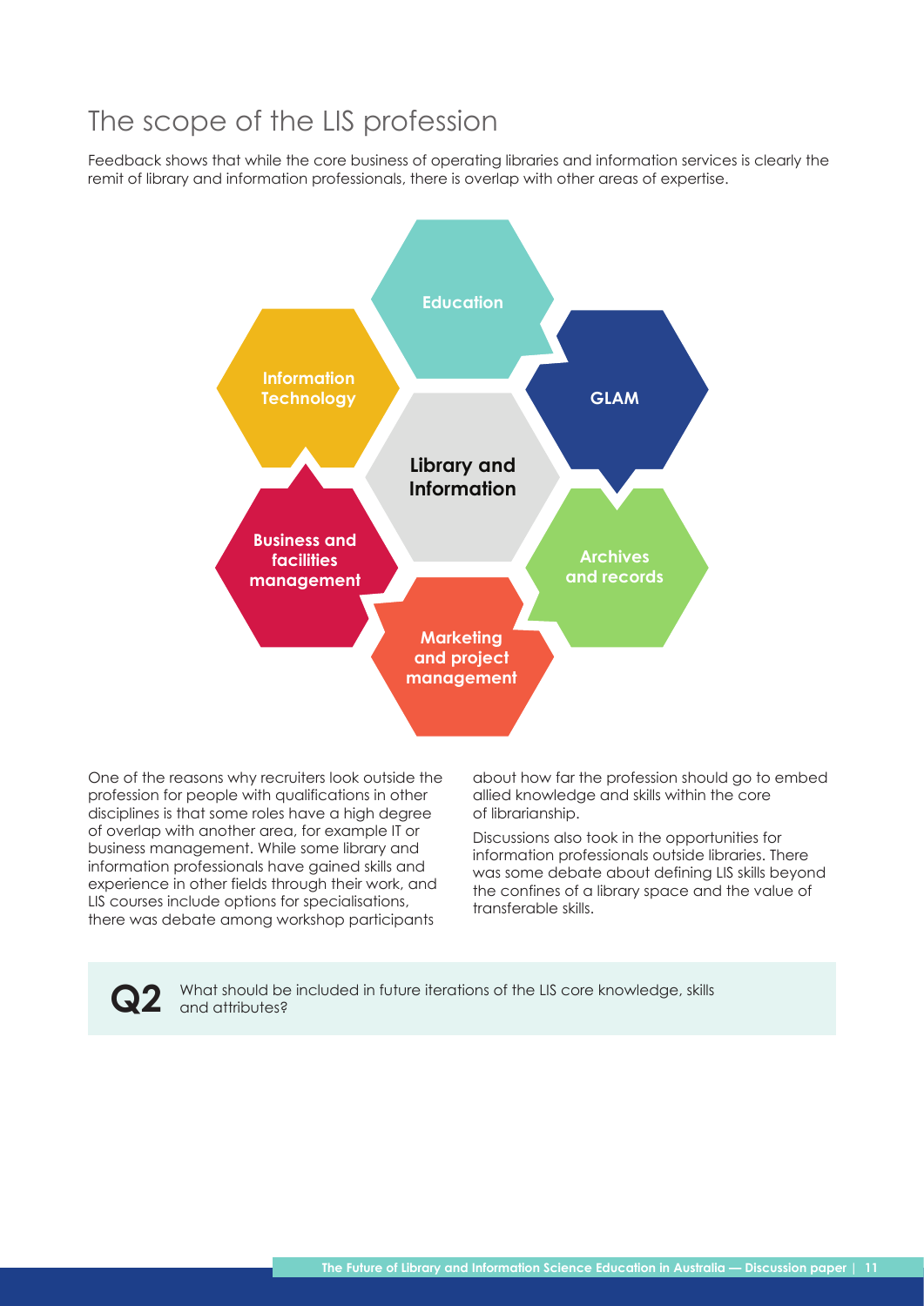## The scope of the LIS profession

Feedback shows that while the core business of operating libraries and information services is clearly the remit of library and information professionals, there is overlap with other areas of expertise.

Library and Information

Education

GLAM

Archives and records

Marketing and project management

Business and facilities management

Information Technology

One of the reasons why recruiters look outside the profession for people with qualifications in other disciplines is that some roles have a high degree of overlap with another area, for example IT or business management. While some library and information professionals have gained skills and experience in other fields through their work, and LIS courses include options for specialisations, there was debate among workshop participants about how far the profession should go to embed allied knowledge and skills within the core of librarianship.

Discussions also took in the opportunities for information professionals outside libraries. There was some debate about defining LIS skills beyond the confines of a library space and the value of transferable skills.

**Q2** What should be included in future iterations of the LIS core knowledge, skills and attributes?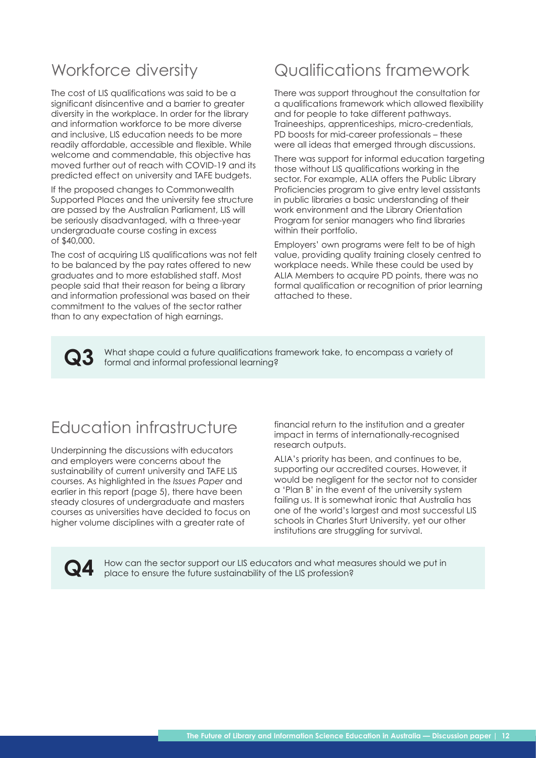## Workforce diversity

The cost of LIS qualifications was said to be a significant disincentive and a barrier to greater diversity in the workplace. In order for the library and information workforce to be more diverse and inclusive, LIS education needs to be more readily affordable, accessible and flexible. While welcome and commendable, this objective has moved further out of reach with COVID-19 and its predicted effect on university and TAFE budgets.

If the proposed changes to Commonwealth Supported Places and the university fee structure are passed by the Australian Parliament, LIS will be seriously disadvantaged, with a three-year undergraduate course costing in excess of $40,000.

The cost of acquiring LIS qualifications was not felt to be balanced by the pay rates offered to new graduates and to more established staff. Most people said that their reason for being a library and information professional was based on their commitment to the values of the sector rather than to any expectation of high earnings.

## Qualifications framework

There was support throughout the consultation for a qualifications framework which allowed flexibility and for people to take different pathways. Traineeships, apprenticeships, micro-credentials, PD boosts for mid-career professionals – these were all ideas that emerged through discussions.

There was support for informal education targeting those without LIS qualifications working in the sector. For example, ALIA offers the Public Library Proficiencies program to give entry level assistants in public libraries a basic understanding of their work environment and the Library Orientation Program for senior managers who find libraries within their portfolio.

Employers' own programs were felt to be of high value, providing quality training closely centred to workplace needs. While these could be used by ALIA Members to acquire PD points, there was no formal qualification or recognition of prior learning attached to these.

**Q3** What shape could a future qualifications framework take, to encompass a variety of formal and informal professional learning?

## Education infrastructure

Underpinning the discussions with educators and employers were concerns about the sustainability of current university and TAFE LIS courses. As highlighted in the *Issues Paper* and earlier in this report (page 5), there have been steady closures of undergraduate and masters courses as universities have decided to focus on higher volume disciplines with a greater rate of financial return to the institution and a greater impact in terms of internationally-recognised research outputs.

ALIA's priority has been, and continues to be, supporting our accredited courses. However, it would be negligent for the sector not to consider a 'Plan B' in the event of the university system failing us. It is somewhat ironic that Australia has one of the world's largest and most successful LIS schools in Charles Sturt University, yet our other institutions are struggling for survival.

**Q4** How can the sector support our LIS educators and what measures should we put in place to ensure the future sustainability of the LIS profession?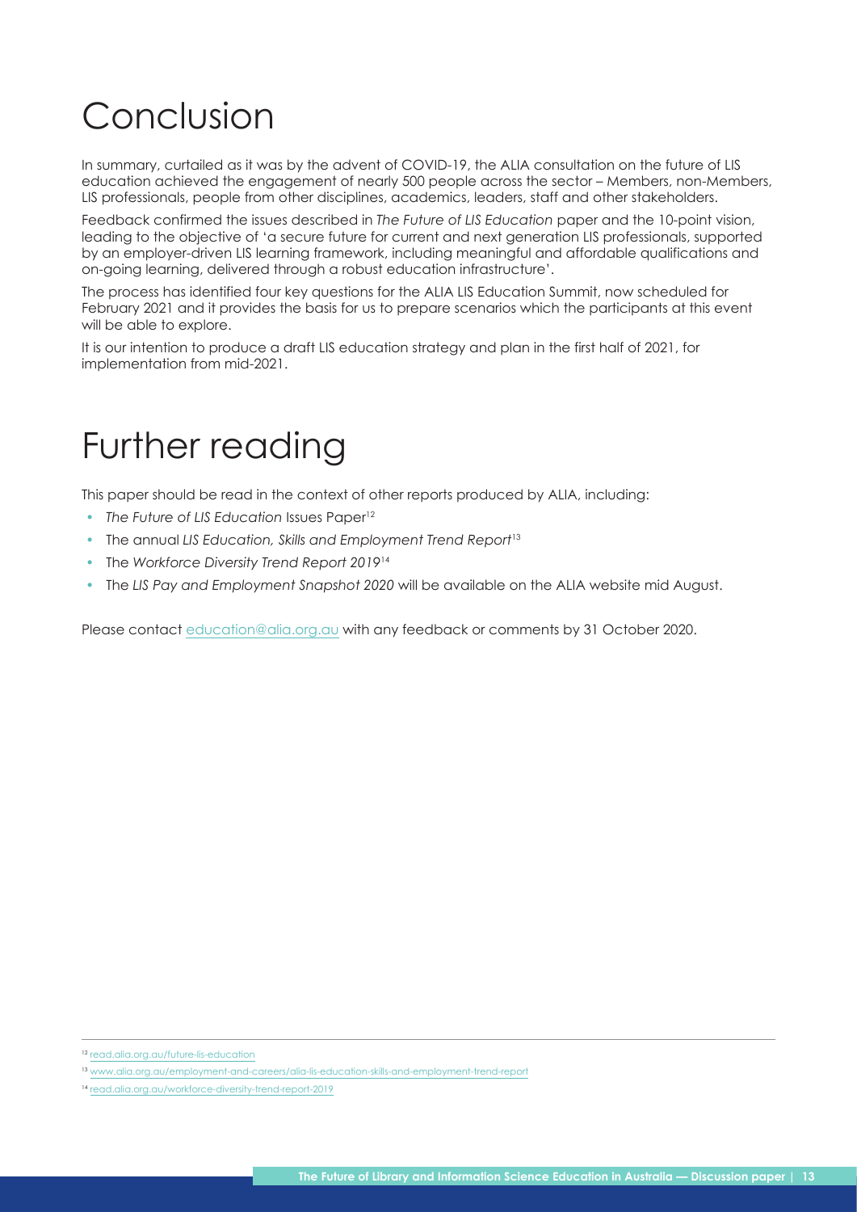# Conclusion

In summary, curtailed as it was by the advent of COVID-19, the ALIA consultation on the future of LIS education achieved the engagement of nearly 500 people across the sector – Members, non-Members, LIS professionals, people from other disciplines, academics, leaders, staff and other stakeholders.

Feedback confirmed the issues described in *The Future of LIS Education* paper and the 10-point vision, leading to the objective of 'a secure future for current and next generation LIS professionals, supported by an employer-driven LIS learning framework, including meaningful and affordable qualifications and on-going learning, delivered through a robust education infrastructure'.

The process has identified four key questions for the ALIA LIS Education Summit, now scheduled for February 2021 and it provides the basis for us to prepare scenarios which the participants at this event will be able to explore.

It is our intention to produce a draft LIS education strategy and plan in the first half of 2021, for implementation from mid-2021.

# Further reading

This paper should be read in the context of other reports produced by ALIA, including:

- *The Future of LIS Education* Issues Paper[12]
- The annual *LIS Education, Skills and Employment Trend Report*[13]
- The *Workforce Diversity Trend Report 2019*[14]
- The *LIS Pay and Employment Snapshot 2020* will be available on the ALIA website mid August.

Please contact education@alia.org.au with any feedback or comments by 31 October 2020.

---

[12] read.alia.org.au/future-lis-education

[13] www.alia.org.au/employment-and-careers/alia-lis-education-skills-and-employment-trend-report

[14] read.alia.org.au/workforce-diversity-trend-report-2019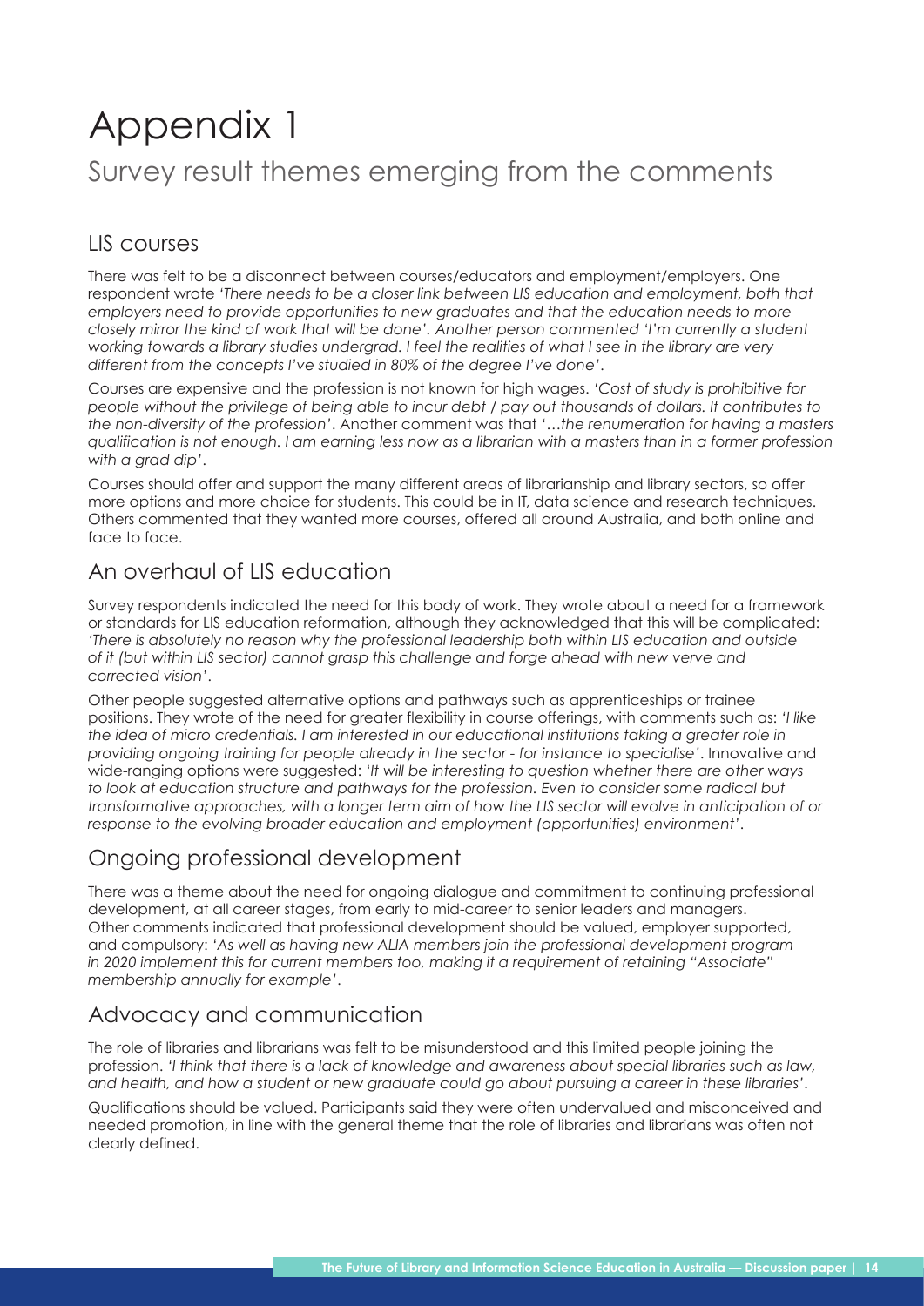# Appendix 1

## Survey result themes emerging from the comments

### LIS courses

There was felt to be a disconnect between courses/educators and employment/employers. One respondent wrote *'There needs to be a closer link between LIS education and employment, both that employers need to provide opportunities to new graduates and that the education needs to more closely mirror the kind of work that will be done'.* Another person commented *'I'm currently a student working towards a library studies undergrad. I feel the realities of what I see in the library are very different from the concepts I've studied in 80% of the degree I've done'.*

Courses are expensive and the profession is not known for high wages. *'Cost of study is prohibitive for people without the privilege of being able to incur debt / pay out thousands of dollars. It contributes to the non-diversity of the profession'.* Another comment was that *'…the renumeration for having a masters qualification is not enough. I am earning less now as a librarian with a masters than in a former profession with a grad dip'.*

Courses should offer and support the many different areas of librarianship and library sectors, so offer more options and more choice for students. This could be in IT, data science and research techniques. Others commented that they wanted more courses, offered all around Australia, and both online and face to face.

### An overhaul of LIS education

Survey respondents indicated the need for this body of work. They wrote about a need for a framework or standards for LIS education reformation, although they acknowledged that this will be complicated: *'There is absolutely no reason why the professional leadership both within LIS education and outside of it (but within LIS sector) cannot grasp this challenge and forge ahead with new verve and corrected vision'.*

Other people suggested alternative options and pathways such as apprenticeships or trainee positions. They wrote of the need for greater flexibility in course offerings, with comments such as: *'I like the idea of micro credentials. I am interested in our educational institutions taking a greater role in providing ongoing training for people already in the sector - for instance to specialise'.* Innovative and wide-ranging options were suggested: *'It will be interesting to question whether there are other ways to look at education structure and pathways for the profession. Even to consider some radical but transformative approaches, with a longer term aim of how the LIS sector will evolve in anticipation of or response to the evolving broader education and employment (opportunities) environment'.*

### Ongoing professional development

There was a theme about the need for ongoing dialogue and commitment to continuing professional development, at all career stages, from early to mid-career to senior leaders and managers. Other comments indicated that professional development should be valued, employer supported, and compulsory: *'As well as having new ALIA members join the professional development program in 2020 implement this for current members too, making it a requirement of retaining "Associate" membership annually for example'.*

### Advocacy and communication

The role of libraries and librarians was felt to be misunderstood and this limited people joining the profession. *'I think that there is a lack of knowledge and awareness about special libraries such as law, and health, and how a student or new graduate could go about pursuing a career in these libraries'.*

Qualifications should be valued. Participants said they were often undervalued and misconceived and needed promotion, in line with the general theme that the role of libraries and librarians was often not clearly defined.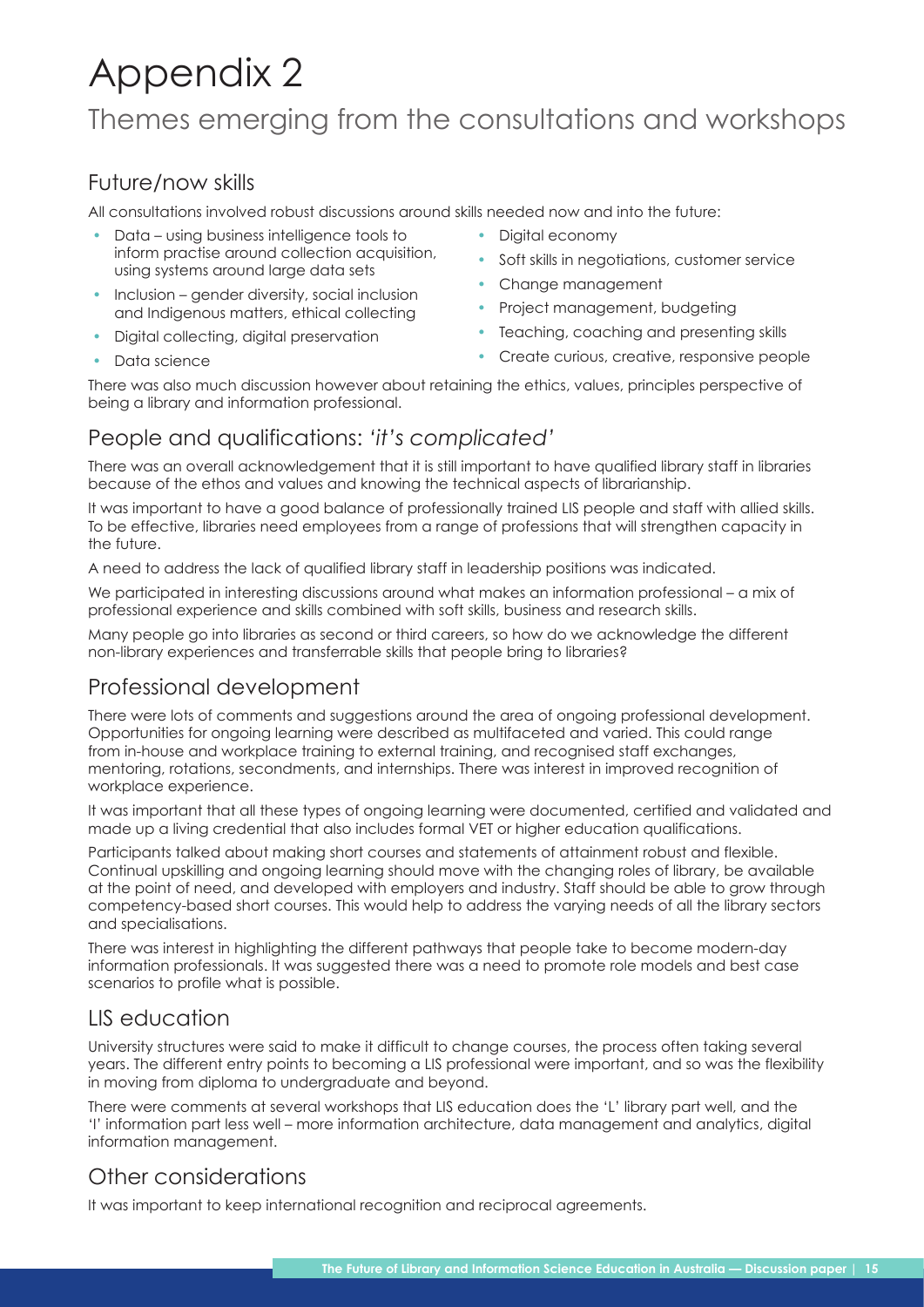# Appendix 2

## Themes emerging from the consultations and workshops

### Future/now skills

All consultations involved robust discussions around skills needed now and into the future:

- Data – using business intelligence tools to inform practise around collection acquisition, using systems around large data sets
- Inclusion – gender diversity, social inclusion and Indigenous matters, ethical collecting
- Digital collecting, digital preservation
- Data science
- Digital economy
- Soft skills in negotiations, customer service
- Change management
- Project management, budgeting
- Teaching, coaching and presenting skills
- Create curious, creative, responsive people

There was also much discussion however about retaining the ethics, values, principles perspective of being a library and information professional.

### People and qualifications: *'it's complicated'*

There was an overall acknowledgement that it is still important to have qualified library staff in libraries because of the ethos and values and knowing the technical aspects of librarianship.

It was important to have a good balance of professionally trained LIS people and staff with allied skills. To be effective, libraries need employees from a range of professions that will strengthen capacity in the future.

A need to address the lack of qualified library staff in leadership positions was indicated.

We participated in interesting discussions around what makes an information professional – a mix of professional experience and skills combined with soft skills, business and research skills.

Many people go into libraries as second or third careers, so how do we acknowledge the different non-library experiences and transferrable skills that people bring to libraries?

### Professional development

There were lots of comments and suggestions around the area of ongoing professional development. Opportunities for ongoing learning were described as multifaceted and varied. This could range from in-house and workplace training to external training, and recognised staff exchanges, mentoring, rotations, secondments, and internships. There was interest in improved recognition of workplace experience.

It was important that all these types of ongoing learning were documented, certified and validated and made up a living credential that also includes formal VET or higher education qualifications.

Participants talked about making short courses and statements of attainment robust and flexible. Continual upskilling and ongoing learning should move with the changing roles of library, be available at the point of need, and developed with employers and industry. Staff should be able to grow through competency-based short courses. This would help to address the varying needs of all the library sectors and specialisations.

There was interest in highlighting the different pathways that people take to become modern-day information professionals. It was suggested there was a need to promote role models and best case scenarios to profile what is possible.

### LIS education

University structures were said to make it difficult to change courses, the process often taking several years. The different entry points to becoming a LIS professional were important, and so was the flexibility in moving from diploma to undergraduate and beyond.

There were comments at several workshops that LIS education does the 'L' library part well, and the 'I' information part less well – more information architecture, data management and analytics, digital information management.

### Other considerations

It was important to keep international recognition and reciprocal agreements.